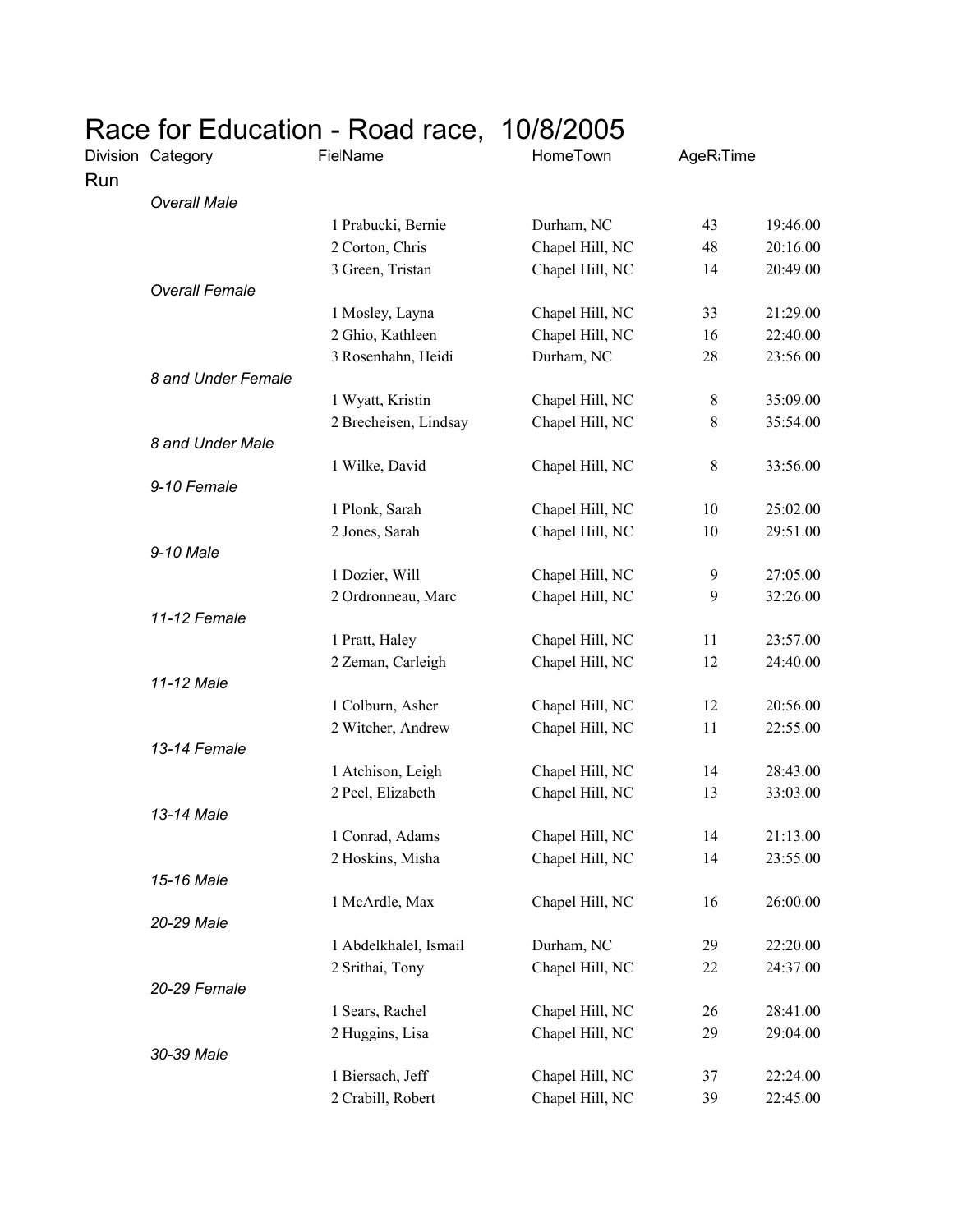# Race for Education - Road race, 10/8/2005

| Division | Category | FielName | | HomeTown | AgeRa | Time |
|---|---|---|---|---|---|---|
| Run | | | | | | |
| | *Overall Male* | | | | | |
| | | 1 | Prabucki, Bernie | Durham, NC | 43 | 19:46.00 |
| | | 2 | Corton, Chris | Chapel Hill, NC | 48 | 20:16.00 |
| | | 3 | Green, Tristan | Chapel Hill, NC | 14 | 20:49.00 |
| | *Overall Female* | | | | | |
| | | 1 | Mosley, Layna | Chapel Hill, NC | 33 | 21:29.00 |
| | | 2 | Ghio, Kathleen | Chapel Hill, NC | 16 | 22:40.00 |
| | | 3 | Rosenhahn, Heidi | Durham, NC | 28 | 23:56.00 |
| | *8 and Under Female* | | | | | |
| | | 1 | Wyatt, Kristin | Chapel Hill, NC | 8 | 35:09.00 |
| | | 2 | Brecheisen, Lindsay | Chapel Hill, NC | 8 | 35:54.00 |
| | *8 and Under Male* | | | | | |
| | | 1 | Wilke, David | Chapel Hill, NC | 8 | 33:56.00 |
| | *9-10 Female* | | | | | |
| | | 1 | Plonk, Sarah | Chapel Hill, NC | 10 | 25:02.00 |
| | | 2 | Jones, Sarah | Chapel Hill, NC | 10 | 29:51.00 |
| | *9-10 Male* | | | | | |
| | | 1 | Dozier, Will | Chapel Hill, NC | 9 | 27:05.00 |
| | | 2 | Ordronneau, Marc | Chapel Hill, NC | 9 | 32:26.00 |
| | *11-12 Female* | | | | | |
| | | 1 | Pratt, Haley | Chapel Hill, NC | 11 | 23:57.00 |
| | | 2 | Zeman, Carleigh | Chapel Hill, NC | 12 | 24:40.00 |
| | *11-12 Male* | | | | | |
| | | 1 | Colburn, Asher | Chapel Hill, NC | 12 | 20:56.00 |
| | | 2 | Witcher, Andrew | Chapel Hill, NC | 11 | 22:55.00 |
| | *13-14 Female* | | | | | |
| | | 1 | Atchison, Leigh | Chapel Hill, NC | 14 | 28:43.00 |
| | | 2 | Peel, Elizabeth | Chapel Hill, NC | 13 | 33:03.00 |
| | *13-14 Male* | | | | | |
| | | 1 | Conrad, Adams | Chapel Hill, NC | 14 | 21:13.00 |
| | | 2 | Hoskins, Misha | Chapel Hill, NC | 14 | 23:55.00 |
| | *15-16 Male* | | | | | |
| | | 1 | McArdle, Max | Chapel Hill, NC | 16 | 26:00.00 |
| | *20-29 Male* | | | | | |
| | | 1 | Abdelkhalel, Ismail | Durham, NC | 29 | 22:20.00 |
| | | 2 | Srithai, Tony | Chapel Hill, NC | 22 | 24:37.00 |
| | *20-29 Female* | | | | | |
| | | 1 | Sears, Rachel | Chapel Hill, NC | 26 | 28:41.00 |
| | | 2 | Huggins, Lisa | Chapel Hill, NC | 29 | 29:04.00 |
| | *30-39 Male* | | | | | |
| | | 1 | Biersach, Jeff | Chapel Hill, NC | 37 | 22:24.00 |
| | | 2 | Crabill, Robert | Chapel Hill, NC | 39 | 22:45.00 |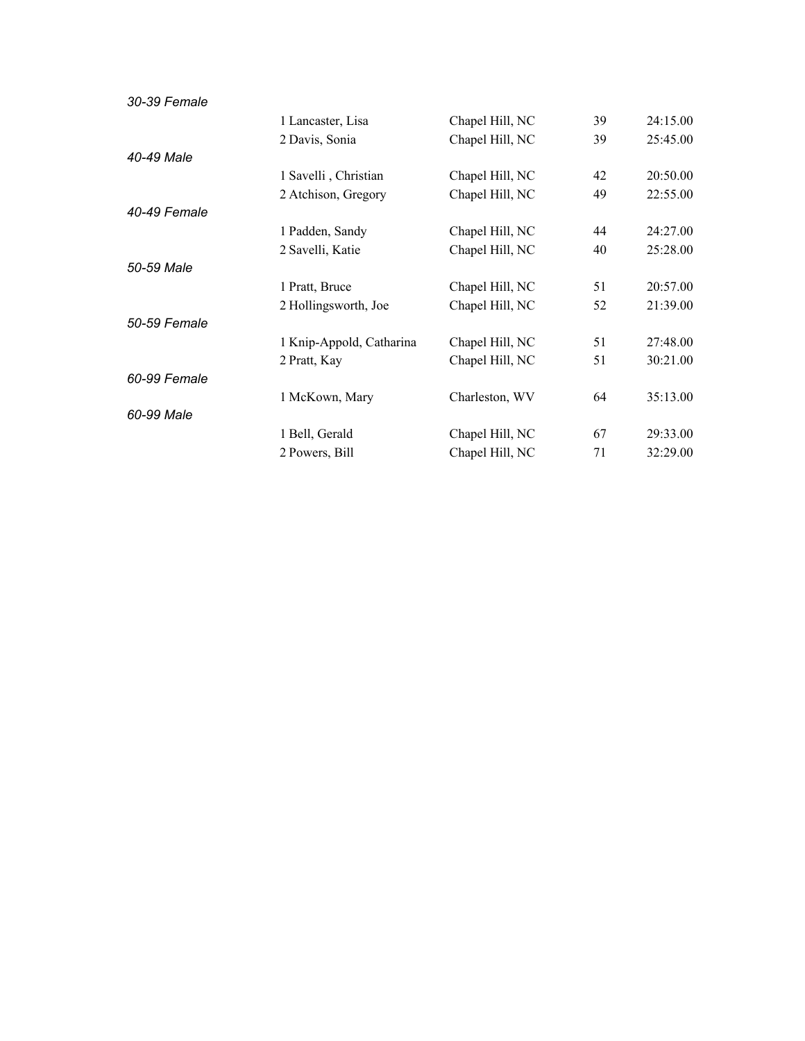*30-39 Female*

| | | | | |
|---|---|---|---|---|
| 1 | Lancaster, Lisa | Chapel Hill, NC | 39 | 24:15.00 |
| 2 | Davis, Sonia | Chapel Hill, NC | 39 | 25:45.00 |

*40-49 Male*

| | | | | |
|---|---|---|---|---|
| 1 | Savelli , Christian | Chapel Hill, NC | 42 | 20:50.00 |
| 2 | Atchison, Gregory | Chapel Hill, NC | 49 | 22:55.00 |

*40-49 Female*

| | | | | |
|---|---|---|---|---|
| 1 | Padden, Sandy | Chapel Hill, NC | 44 | 24:27.00 |
| 2 | Savelli, Katie | Chapel Hill, NC | 40 | 25:28.00 |

*50-59 Male*

| | | | | |
|---|---|---|---|---|
| 1 | Pratt, Bruce | Chapel Hill, NC | 51 | 20:57.00 |
| 2 | Hollingsworth, Joe | Chapel Hill, NC | 52 | 21:39.00 |

*50-59 Female*

| | | | | |
|---|---|---|---|---|
| 1 | Knip-Appold, Catharina | Chapel Hill, NC | 51 | 27:48.00 |
| 2 | Pratt, Kay | Chapel Hill, NC | 51 | 30:21.00 |

*60-99 Female*

| | | | | |
|---|---|---|---|---|
| 1 | McKown, Mary | Charleston, WV | 64 | 35:13.00 |

*60-99 Male*

| | | | | |
|---|---|---|---|---|
| 1 | Bell, Gerald | Chapel Hill, NC | 67 | 29:33.00 |
| 2 | Powers, Bill | Chapel Hill, NC | 71 | 32:29.00 |